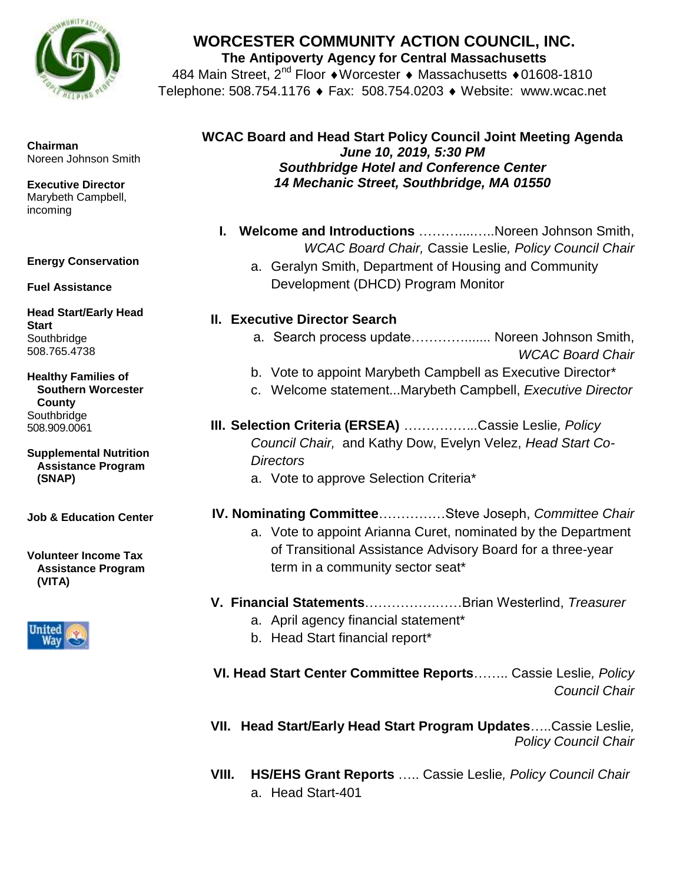# WORCESTER COMMUNITY ACTION COUNCIL, INC.

**The Antipoverty Agency for Central Massachusetts**

484 Main Street, 2nd Floor ♦ Worcester ♦ Massachusetts ♦ 01608-1810
Telephone: 508.754.1176 ♦ Fax: 508.754.0203 ♦ Website: www.wcac.net

**Chairman**
Noreen Johnson Smith

**Executive Director**
Marybeth Campbell, incoming

**Energy Conservation**

**Fuel Assistance**

**Head Start/Early Head Start**
Southbridge
508.765.4738

**Healthy Families of Southern Worcester County**
Southbridge
508.909.0061

**Supplemental Nutrition Assistance Program (SNAP)**

**Job & Education Center**

**Volunteer Income Tax Assistance Program (VITA)**

## WCAC Board and Head Start Policy Council Joint Meeting Agenda

***June 10, 2019, 5:30 PM***
***Southbridge Hotel and Conference Center***
***14 Mechanic Street, Southbridge, MA 01550***

**I. Welcome and Introductions** ……….…..Noreen Johnson Smith, *WCAC Board Chair,* Cassie Leslie*, Policy Council Chair*

a. Geralyn Smith, Department of Housing and Community Development (DHCD) Program Monitor

**II. Executive Director Search**

a. Search process update……………....... Noreen Johnson Smith, *WCAC Board Chair*
b. Vote to appoint Marybeth Campbell as Executive Director*
c. Welcome statement...Marybeth Campbell, *Executive Director*

**III. Selection Criteria (ERSEA)** *……………..*Cassie Leslie*, Policy Council Chair,* and Kathy Dow, Evelyn Velez, *Head Start Co-Directors*

a. Vote to approve Selection Criteria*

**IV. Nominating Committee**……………Steve Joseph, *Committee Chair*

a. Vote to appoint Arianna Curet, nominated by the Department of Transitional Assistance Advisory Board for a three-year term in a community sector seat*

**V. Financial Statements**…………….……Brian Westerlind, *Treasurer*

a. April agency financial statement*
b. Head Start financial report*

**VI. Head Start Center Committee Reports**…….. Cassie Leslie*, Policy Council Chair*

**VII. Head Start/Early Head Start Program Updates**…..Cassie Leslie*, Policy Council Chair*

**VIII. HS/EHS Grant Reports** ….. Cassie Leslie*, Policy Council Chair*

a. Head Start-401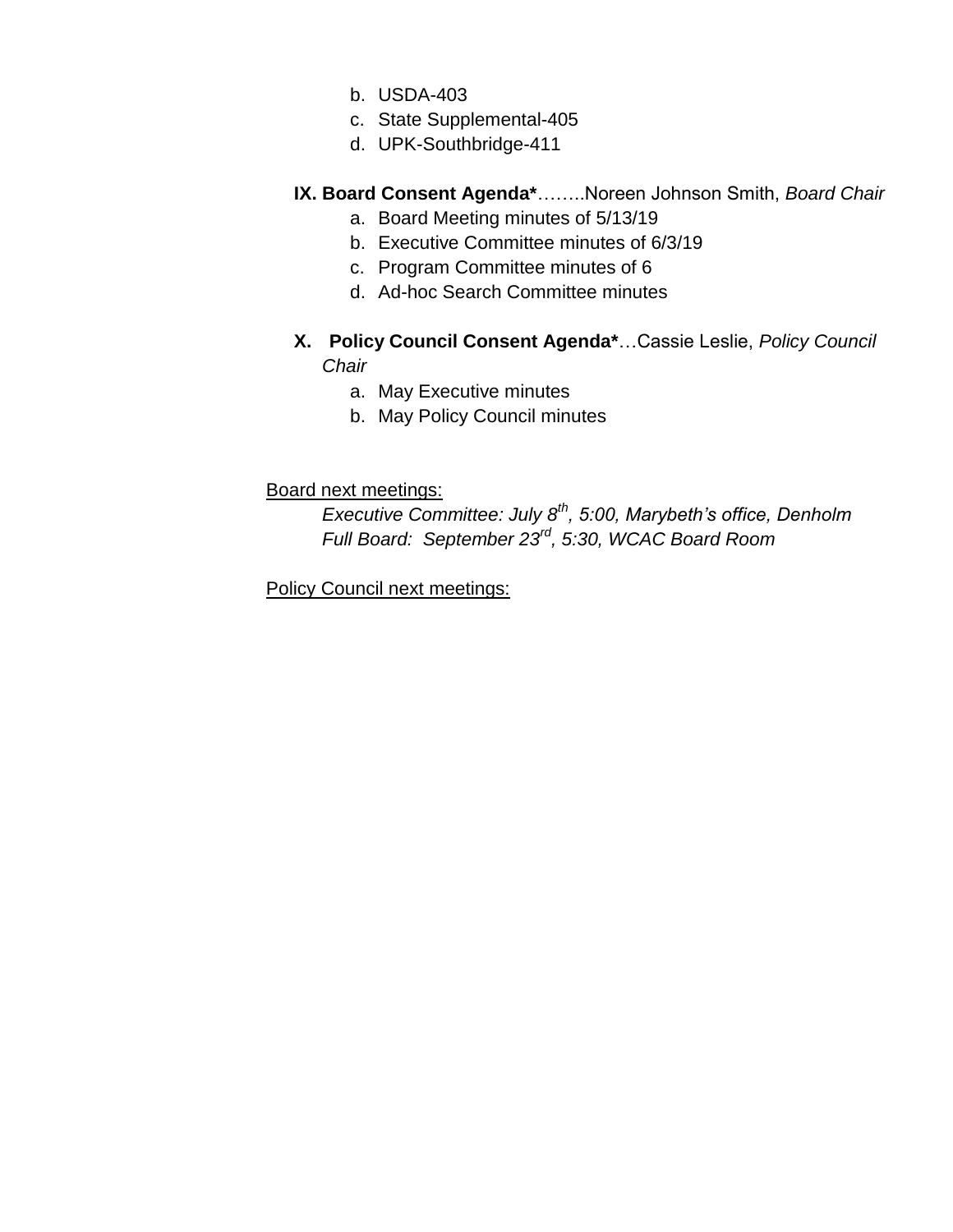b. USDA-403
   c. State Supplemental-405
   d. UPK-Southbridge-411

**IX. Board Consent Agenda***……..Noreen Johnson Smith, *Board Chair*

   a. Board Meeting minutes of 5/13/19
   b. Executive Committee minutes of 6/3/19
   c. Program Committee minutes of 6
   d. Ad-hoc Search Committee minutes

**X. Policy Council Consent Agenda***…Cassie Leslie, *Policy Council Chair*

   a. May Executive minutes
   b. May Policy Council minutes

<u>Board next meetings:</u>

*Executive Committee: July 8th, 5:00, Marybeth's office, Denholm*
*Full Board: September 23rd, 5:30, WCAC Board Room*

<u>Policy Council next meetings:</u>